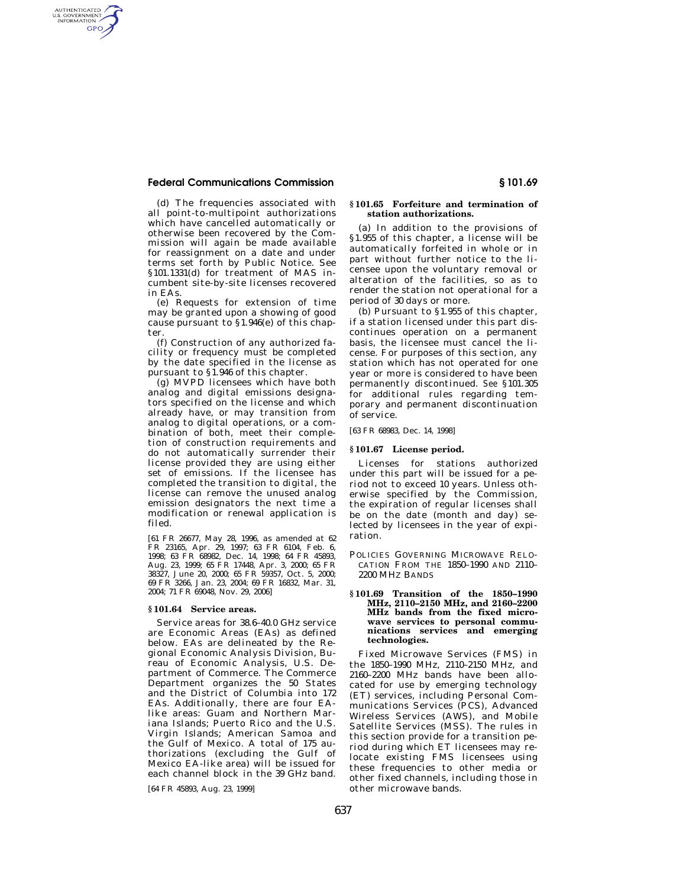(d) The frequencies associated with all point-to-multipoint authorizations which have cancelled automatically or otherwise been recovered by the Commission will again be made available for reassignment on a date and under terms set forth by Public Notice. See §101.1331(d) for treatment of MAS incumbent site-by-site licenses recovered in EAs.

(e) Requests for extension of time may be granted upon a showing of good cause pursuant to §1.946(e) of this chapter.

(f) Construction of any authorized facility or frequency must be completed by the date specified in the license as pursuant to §1.946 of this chapter.

(g) MVPD licensees which have both analog and digital emissions designators specified on the license and which already have, or may transition from analog to digital operations, or a combination of both, meet their completion of construction requirements and do not automatically surrender their license provided they are using either set of emissions. If the licensee has completed the transition to digital, the license can remove the unused analog emission designators the next time a modification or renewal application is filed.

[61 FR 26677, May 28, 1996, as amended at 62 FR 23165, Apr. 29, 1997; 63 FR 6104, Feb. 6, 1998; 63 FR 68982, Dec. 14, 1998; 64 FR 45893, Aug. 23, 1999; 65 FR 17448, Apr. 3, 2000; 65 FR 38327, June 20, 2000; 65 FR 59357, Oct. 5, 2000; 69 FR 3266, Jan. 23, 2004; 69 FR 16832, Mar. 31, 2004; 71 FR 69048, Nov. 29, 2006]

## §101.64 Service areas.

Service areas for 38.6–40.0 GHz service are Economic Areas (EAs) as defined below. EAs are delineated by the Regional Economic Analysis Division, Bureau of Economic Analysis, U.S. Department of Commerce. The Commerce Department organizes the 50 States and the District of Columbia into 172 EAs. Additionally, there are four EA-like areas: Guam and Northern Mariana Islands; Puerto Rico and the U.S. Virgin Islands; American Samoa and the Gulf of Mexico. A total of 175 authorizations (excluding the Gulf of Mexico EA-like area) will be issued for each channel block in the 39 GHz band.

[64 FR 45893, Aug. 23, 1999]

## §101.65 Forfeiture and termination of station authorizations.

(a) In addition to the provisions of §1.955 of this chapter, a license will be automatically forfeited in whole or in part without further notice to the licensee upon the voluntary removal or alteration of the facilities, so as to render the station not operational for a period of 30 days or more.

(b) Pursuant to §1.955 of this chapter, if a station licensed under this part discontinues operation on a permanent basis, the licensee must cancel the license. For purposes of this section, any station which has not operated for one year or more is considered to have been permanently discontinued. *See* §101.305 for additional rules regarding temporary and permanent discontinuation of service.

[63 FR 68983, Dec. 14, 1998]

## §101.67 License period.

Licenses for stations authorized under this part will be issued for a period not to exceed 10 years. Unless otherwise specified by the Commission, the expiration of regular licenses shall be on the date (month and day) selected by licensees in the year of expiration.

### POLICIES GOVERNING MICROWAVE RELOCATION FROM THE 1850–1990 AND 2110–2200 MHZ BANDS

## §101.69 Transition of the 1850–1990 MHz, 2110–2150 MHz, and 2160–2200 MHz bands from the fixed microwave services to personal communications services and emerging technologies.

Fixed Microwave Services (FMS) in the 1850–1990 MHz, 2110–2150 MHz, and 2160–2200 MHz bands have been allocated for use by emerging technology (ET) services, including Personal Communications Services (PCS), Advanced Wireless Services (AWS), and Mobile Satellite Services (MSS). The rules in this section provide for a transition period during which ET licensees may relocate existing FMS licensees using these frequencies to other media or other fixed channels, including those in other microwave bands.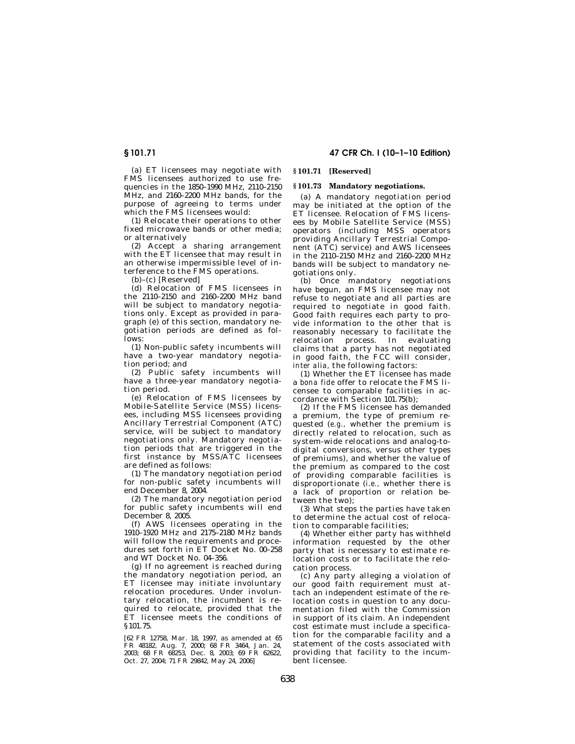(a) ET licensees may negotiate with FMS licensees authorized to use frequencies in the 1850–1990 MHz, 2110–2150 MHz, and 2160–2200 MHz bands, for the purpose of agreeing to terms under which the FMS licensees would:

(1) Relocate their operations to other fixed microwave bands or other media; or alternatively

(2) Accept a sharing arrangement with the ET licensee that may result in an otherwise impermissible level of interference to the FMS operations.

(b)–(c) [Reserved]

(d) Relocation of FMS licensees in the 2110–2150 and 2160–2200 MHz band will be subject to mandatory negotiations only. Except as provided in paragraph (e) of this section, mandatory negotiation periods are defined as follows:

(1) Non-public safety incumbents will have a two-year mandatory negotiation period; and

(2) Public safety incumbents will have a three-year mandatory negotiation period.

(e) Relocation of FMS licensees by Mobile-Satellite Service (MSS) licensees, including MSS licensees providing Ancillary Terrestrial Component (ATC) service, will be subject to mandatory negotiations only. Mandatory negotiation periods that are triggered in the first instance by MSS/ATC licensees are defined as follows:

(1) The mandatory negotiation period for non-public safety incumbents will end December 8, 2004.

(2) The mandatory negotiation period for public safety incumbents will end December 8, 2005.

(f) AWS licensees operating in the 1910–1920 MHz and 2175–2180 MHz bands will follow the requirements and procedures set forth in ET Docket No. 00–258 and WT Docket No. 04–356.

(g) If no agreement is reached during the mandatory negotiation period, an ET licensee may initiate involuntary relocation procedures. Under involuntary relocation, the incumbent is required to relocate, provided that the ET licensee meets the conditions of §101.75.

[62 FR 12758, Mar. 18, 1997, as amended at 65 FR 48182, Aug. 7, 2000; 68 FR 3464, Jan. 24, 2003; 68 FR 68253, Dec. 8, 2003; 69 FR 62622, Oct. 27, 2004; 71 FR 29842, May 24, 2006]

### §101.71 [Reserved]

### §101.73 Mandatory negotiations.

(a) A mandatory negotiation period may be initiated at the option of the ET licensee. Relocation of FMS licensees by Mobile Satellite Service (MSS) operators (including MSS operators providing Ancillary Terrestrial Component (ATC) service) and AWS licensees in the 2110–2150 MHz and 2160–2200 MHz bands will be subject to mandatory negotiations only.

(b) Once mandatory negotiations have begun, an FMS licensee may not refuse to negotiate and all parties are required to negotiate in good faith. Good faith requires each party to provide information to the other that is reasonably necessary to facilitate the relocation process. In evaluating claims that a party has not negotiated in good faith, the FCC will consider, *inter alia*, the following factors:

(1) Whether the ET licensee has made a *bona fide* offer to relocate the FMS licensee to comparable facilities in accordance with Section 101.75(b);

(2) If the FMS licensee has demanded a premium, the type of premium requested (*e.g.,* whether the premium is directly related to relocation, such as system-wide relocations and analog-to-digital conversions, versus other types of premiums), and whether the value of the premium as compared to the cost of providing comparable facilities is disproportionate (*i.e.,* whether there is a lack of proportion or relation between the two);

(3) What steps the parties have taken to determine the actual cost of relocation to comparable facilities;

(4) Whether either party has withheld information requested by the other party that is necessary to estimate relocation costs or to facilitate the relocation process.

(c) Any party alleging a violation of our good faith requirement must attach an independent estimate of the relocation costs in question to any documentation filed with the Commission in support of its claim. An independent cost estimate must include a specification for the comparable facility and a statement of the costs associated with providing that facility to the incumbent licensee.